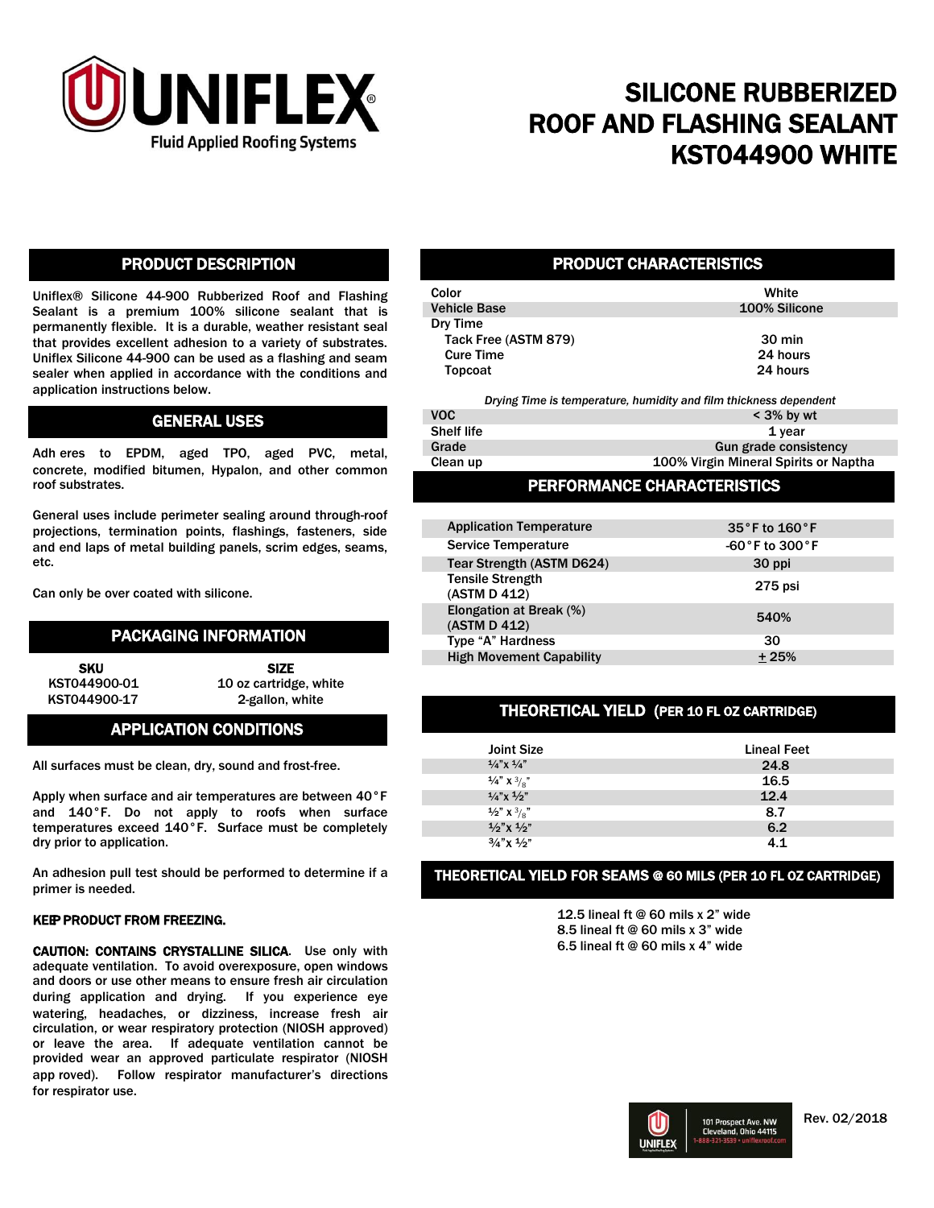# SILICONE RUBBERIZED ROOF AND FLASHING SEALANT KST044900 WHITE

Uniflex Fluid Applied Roofing Systems

## PRODUCT DESCRIPTION

Uniflex® Silicone 44-900 Rubberized Roof and Flashing Sealant is a premium 100% silicone sealant that is permanently flexible. It is a durable, weather resistant seal that provides excellent adhesion to a variety of substrates. Uniflex Silicone 44-900 can be used as a flashing and seam sealer when applied in accordance with the conditions and application instructions below.

## GENERAL USES

Adh eres to EPDM, aged TPO, aged PVC, metal, concrete, modified bitumen, Hypalon, and other common roof substrates.

General uses include perimeter sealing around through-roof projections, termination points, flashings, fasteners, side and end laps of metal building panels, scrim edges, seams, etc.

Can only be over coated with silicone.

## PACKAGING INFORMATION

| SKU | SIZE |
|---|---|
| KST044900-01 | 10 oz cartridge, white |
| KST044900-17 | 2-gallon, white |

## APPLICATION CONDITIONS

All surfaces must be clean, dry, sound and frost-free.

Apply when surface and air temperatures are between 40°F and 140°F. Do not apply to roofs when surface temperatures exceed 140°F. Surface must be completely dry prior to application.

An adhesion pull test should be performed to determine if a primer is needed.

**KEEP PRODUCT FROM FREEZING.**

**CAUTION: CONTAINS CRYSTALLINE SILICA.** Use only with adequate ventilation. To avoid overexposure, open windows and doors or use other means to ensure fresh air circulation during application and drying. If you experience eye watering, headaches, or dizziness, increase fresh air circulation, or wear respiratory protection (NIOSH approved) or leave the area. If adequate ventilation cannot be provided wear an approved particulate respirator (NIOSH app roved). Follow respirator manufacturer's directions for respirator use.

## PRODUCT CHARACTERISTICS

| | |
|---|---|
| Color | White |
| Vehicle Base | 100% Silicone |
| Dry Time | |
| Tack Free (ASTM 879) | 30 min |
| Cure Time | 24 hours |
| Topcoat | 24 hours |

*Drying Time is temperature, humidity and film thickness dependent*

| | |
|---|---|
| VOC | < 3% by wt |
| Shelf life | 1 year |
| Grade | Gun grade consistency |
| Clean up | 100% Virgin Mineral Spirits or Naptha |

## PERFORMANCE CHARACTERISTICS

| | |
|---|---|
| Application Temperature | 35°F to 160°F |
| Service Temperature | -60°F to 300°F |
| Tear Strength (ASTM D624) | 30 ppi |
| Tensile Strength (ASTM D 412) | 275 psi |
| Elongation at Break (%) (ASTM D 412) | 540% |
| Type "A" Hardness | 30 |
| High Movement Capability | ± 25% |

## THEORETICAL YIELD (PER 10 FL OZ CARTRIDGE)

| Joint Size | Lineal Feet |
|---|---|
| ¼"x ¼" | 24.8 |
| ¼" x ⅜" | 16.5 |
| ¼"x ½" | 12.4 |
| ½" x ⅜" | 8.7 |
| ½"x ½" | 6.2 |
| ¾"x ½" | 4.1 |

## THEORETICAL YIELD FOR SEAMS @ 60 MILS (PER 10 FL OZ CARTRIDGE)

12.5 lineal ft @ 60 mils x 2" wide
8.5 lineal ft @ 60 mils x 3" wide
6.5 lineal ft @ 60 mils x 4" wide

UNIFLEX
101 Prospect Ave. NW
Cleveland, Ohio 44115
1-888-321-3539 • uniflexroof.com

Rev. 02/2018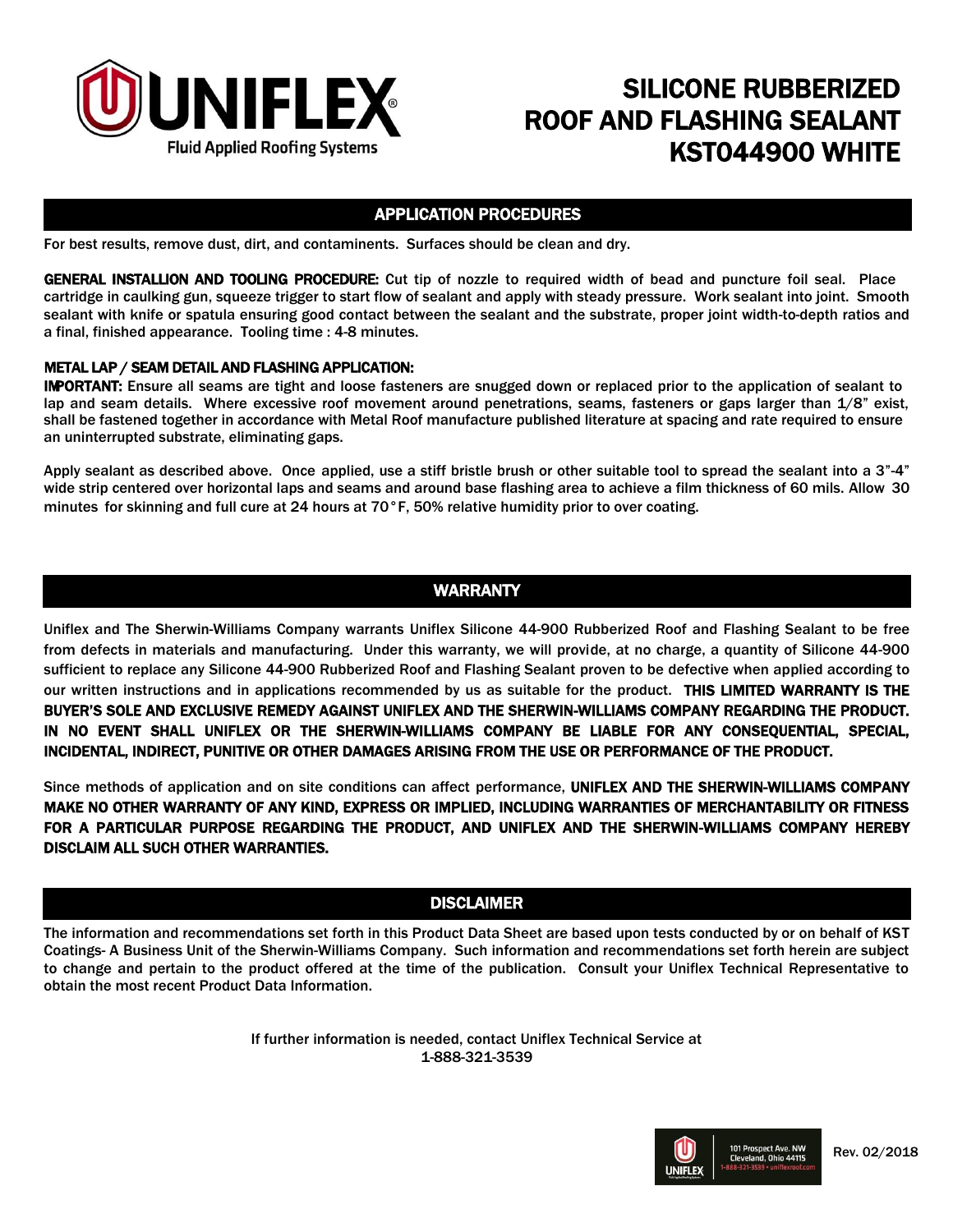# SILICONE RUBBERIZED ROOF AND FLASHING SEALANT KST044900 WHITE

## APPLICATION PROCEDURES

For best results, remove dust, dirt, and contaminents. Surfaces should be clean and dry.

**GENERAL INSTALLION AND TOOLING PROCEDURE:** Cut tip of nozzle to required width of bead and puncture foil seal. Place cartridge in caulking gun, squeeze trigger to start flow of sealant and apply with steady pressure. Work sealant into joint. Smooth sealant with knife or spatula ensuring good contact between the sealant and the substrate, proper joint width-to-depth ratios and a final, finished appearance. Tooling time : 4-8 minutes.

**METAL LAP / SEAM DETAIL AND FLASHING APPLICATION:**

**IMPORTANT:** Ensure all seams are tight and loose fasteners are snugged down or replaced prior to the application of sealant to lap and seam details. Where excessive roof movement around penetrations, seams, fasteners or gaps larger than 1/8" exist, shall be fastened together in accordance with Metal Roof manufacture published literature at spacing and rate required to ensure an uninterrupted substrate, eliminating gaps.

Apply sealant as described above. Once applied, use a stiff bristle brush or other suitable tool to spread the sealant into a 3"-4" wide strip centered over horizontal laps and seams and around base flashing area to achieve a film thickness of 60 mils. Allow 30 minutes for skinning and full cure at 24 hours at 70°F, 50% relative humidity prior to over coating.

## WARRANTY

Uniflex and The Sherwin-Williams Company warrants Uniflex Silicone 44-900 Rubberized Roof and Flashing Sealant to be free from defects in materials and manufacturing. Under this warranty, we will provide, at no charge, a quantity of Silicone 44-900 sufficient to replace any Silicone 44-900 Rubberized Roof and Flashing Sealant proven to be defective when applied according to our written instructions and in applications recommended by us as suitable for the product. **THIS LIMITED WARRANTY IS THE BUYER'S SOLE AND EXCLUSIVE REMEDY AGAINST UNIFLEX AND THE SHERWIN-WILLIAMS COMPANY REGARDING THE PRODUCT. IN NO EVENT SHALL UNIFLEX OR THE SHERWIN-WILLIAMS COMPANY BE LIABLE FOR ANY CONSEQUENTIAL, SPECIAL, INCIDENTAL, INDIRECT, PUNITIVE OR OTHER DAMAGES ARISING FROM THE USE OR PERFORMANCE OF THE PRODUCT.**

Since methods of application and on site conditions can affect performance, **UNIFLEX AND THE SHERWIN-WILLIAMS COMPANY MAKE NO OTHER WARRANTY OF ANY KIND, EXPRESS OR IMPLIED, INCLUDING WARRANTIES OF MERCHANTABILITY OR FITNESS FOR A PARTICULAR PURPOSE REGARDING THE PRODUCT, AND UNIFLEX AND THE SHERWIN-WILLIAMS COMPANY HEREBY DISCLAIM ALL SUCH OTHER WARRANTIES.**

## DISCLAIMER

The information and recommendations set forth in this Product Data Sheet are based upon tests conducted by or on behalf of KST Coatings- A Business Unit of the Sherwin-Williams Company. Such information and recommendations set forth herein are subject to change and pertain to the product offered at the time of the publication. Consult your Uniflex Technical Representative to obtain the most recent Product Data Information.

If further information is needed, contact Uniflex Technical Service at
1-888-321-3539

101 Prospect Ave. NW
Cleveland, Ohio 44115
1-888-321-3539 • uniflexroof.com

Rev. 02/2018